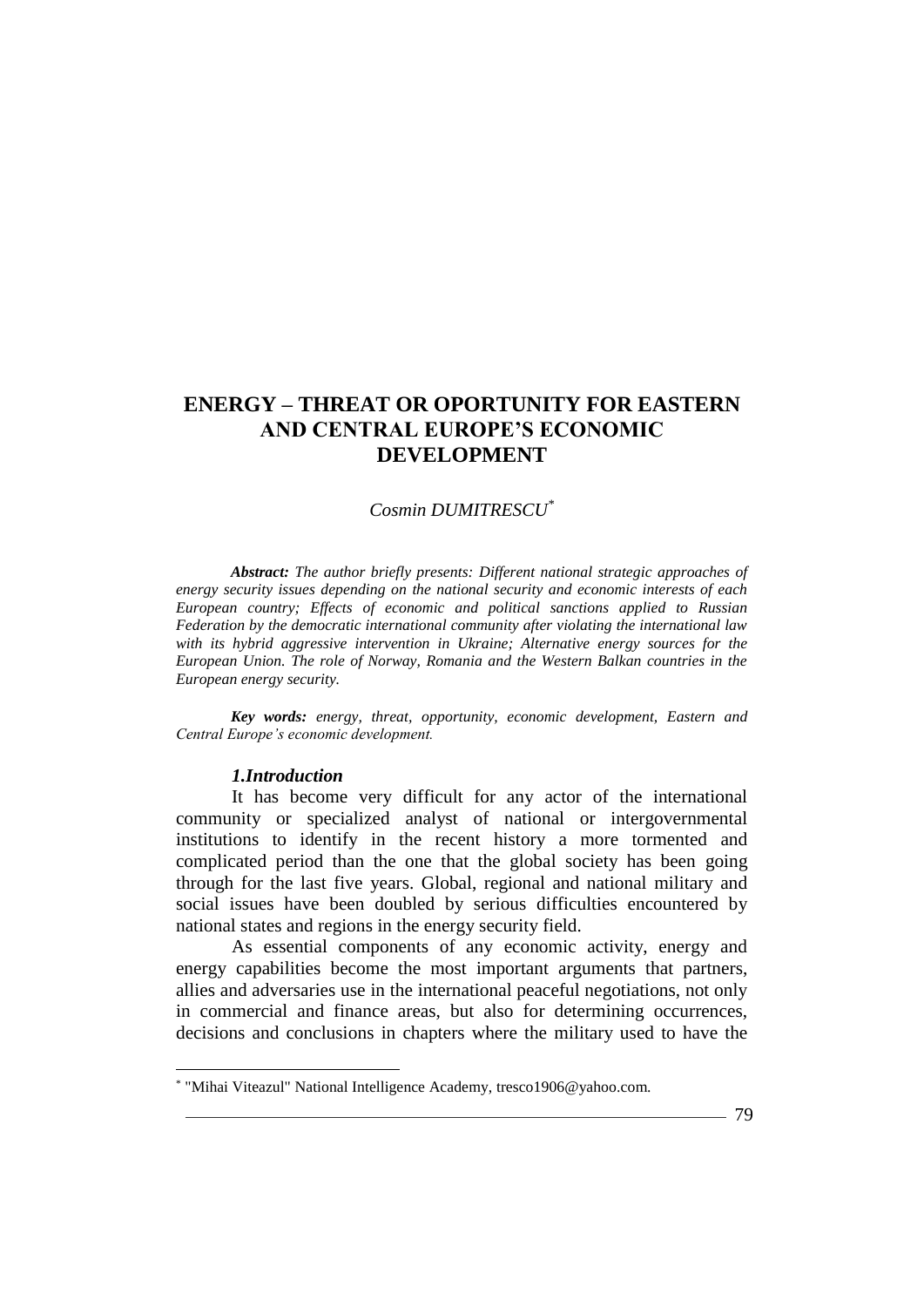# ENERGY – THREAT OR OPORTUNITY FOR EASTERN AND CENTRAL EUROPE'S ECONOMIC DEVELOPMENT

*Cosmin DUMITRESCU*[*]

***Abstract:*** *The author briefly presents: Different national strategic approaches of energy security issues depending on the national security and economic interests of each European country; Effects of economic and political sanctions applied to Russian Federation by the democratic international community after violating the international law with its hybrid aggressive intervention in Ukraine; Alternative energy sources for the European Union. The role of Norway, Romania and the Western Balkan countries in the European energy security.*

***Key words:*** *energy, threat, opportunity, economic development, Eastern and Central Europe's economic development.*

### *1.Introduction*

It has become very difficult for any actor of the international community or specialized analyst of national or intergovernmental institutions to identify in the recent history a more tormented and complicated period than the one that the global society has been going through for the last five years. Global, regional and national military and social issues have been doubled by serious difficulties encountered by national states and regions in the energy security field.

As essential components of any economic activity, energy and energy capabilities become the most important arguments that partners, allies and adversaries use in the international peaceful negotiations, not only in commercial and finance areas, but also for determining occurrences, decisions and conclusions in chapters where the military used to have the

---

[*] "Mihai Viteazul" National Intelligence Academy, tresco1906@yahoo.com.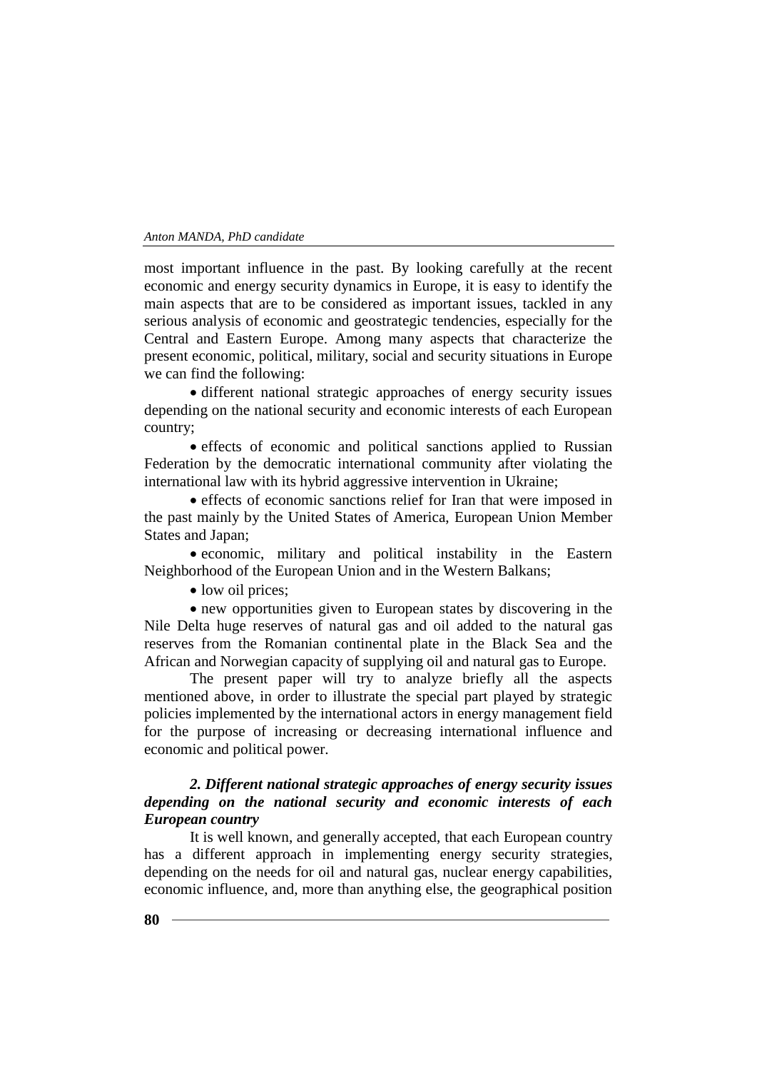most important influence in the past. By looking carefully at the recent economic and energy security dynamics in Europe, it is easy to identify the main aspects that are to be considered as important issues, tackled in any serious analysis of economic and geostrategic tendencies, especially for the Central and Eastern Europe. Among many aspects that characterize the present economic, political, military, social and security situations in Europe we can find the following:

- different national strategic approaches of energy security issues depending on the national security and economic interests of each European country;
- effects of economic and political sanctions applied to Russian Federation by the democratic international community after violating the international law with its hybrid aggressive intervention in Ukraine;
- effects of economic sanctions relief for Iran that were imposed in the past mainly by the United States of America, European Union Member States and Japan;
- economic, military and political instability in the Eastern Neighborhood of the European Union and in the Western Balkans;
- low oil prices;
- new opportunities given to European states by discovering in the Nile Delta huge reserves of natural gas and oil added to the natural gas reserves from the Romanian continental plate in the Black Sea and the African and Norwegian capacity of supplying oil and natural gas to Europe.

The present paper will try to analyze briefly all the aspects mentioned above, in order to illustrate the special part played by strategic policies implemented by the international actors in energy management field for the purpose of increasing or decreasing international influence and economic and political power.

## *2. Different national strategic approaches of energy security issues depending on the national security and economic interests of each European country*

It is well known, and generally accepted, that each European country has a different approach in implementing energy security strategies, depending on the needs for oil and natural gas, nuclear energy capabilities, economic influence, and, more than anything else, the geographical position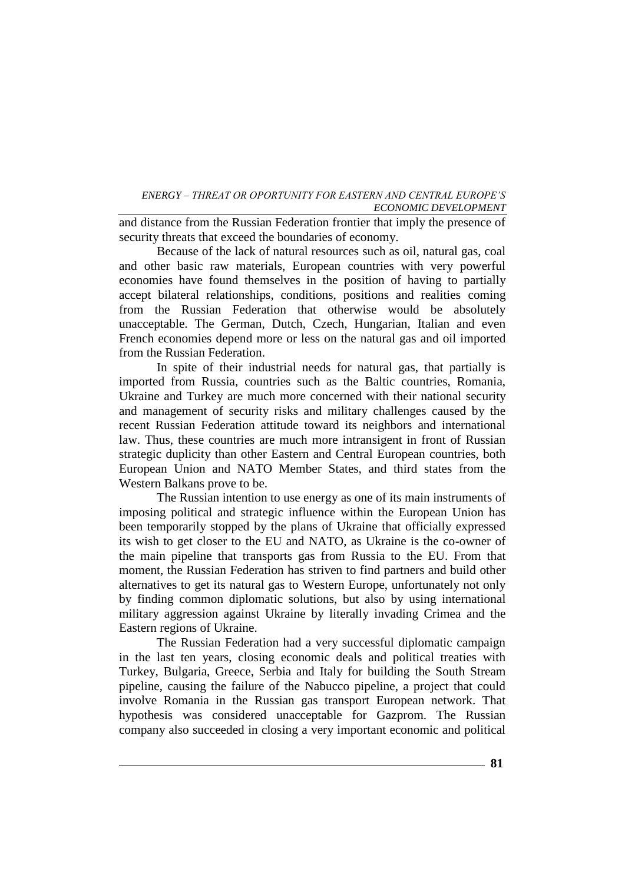and distance from the Russian Federation frontier that imply the presence of security threats that exceed the boundaries of economy.

Because of the lack of natural resources such as oil, natural gas, coal and other basic raw materials, European countries with very powerful economies have found themselves in the position of having to partially accept bilateral relationships, conditions, positions and realities coming from the Russian Federation that otherwise would be absolutely unacceptable. The German, Dutch, Czech, Hungarian, Italian and even French economies depend more or less on the natural gas and oil imported from the Russian Federation.

In spite of their industrial needs for natural gas, that partially is imported from Russia, countries such as the Baltic countries, Romania, Ukraine and Turkey are much more concerned with their national security and management of security risks and military challenges caused by the recent Russian Federation attitude toward its neighbors and international law. Thus, these countries are much more intransigent in front of Russian strategic duplicity than other Eastern and Central European countries, both European Union and NATO Member States, and third states from the Western Balkans prove to be.

The Russian intention to use energy as one of its main instruments of imposing political and strategic influence within the European Union has been temporarily stopped by the plans of Ukraine that officially expressed its wish to get closer to the EU and NATO, as Ukraine is the co-owner of the main pipeline that transports gas from Russia to the EU. From that moment, the Russian Federation has striven to find partners and build other alternatives to get its natural gas to Western Europe, unfortunately not only by finding common diplomatic solutions, but also by using international military aggression against Ukraine by literally invading Crimea and the Eastern regions of Ukraine.

The Russian Federation had a very successful diplomatic campaign in the last ten years, closing economic deals and political treaties with Turkey, Bulgaria, Greece, Serbia and Italy for building the South Stream pipeline, causing the failure of the Nabucco pipeline, a project that could involve Romania in the Russian gas transport European network. That hypothesis was considered unacceptable for Gazprom. The Russian company also succeeded in closing a very important economic and political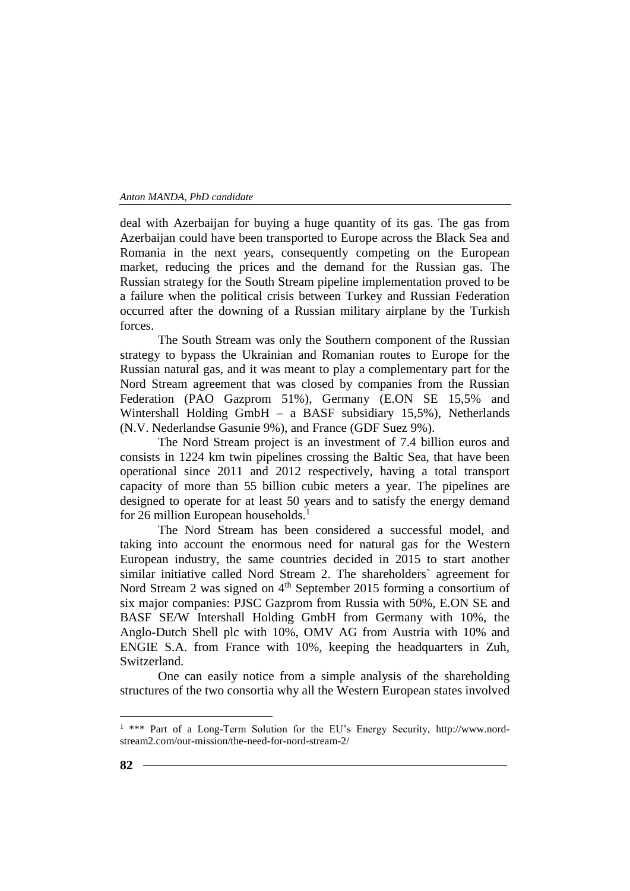deal with Azerbaijan for buying a huge quantity of its gas. The gas from Azerbaijan could have been transported to Europe across the Black Sea and Romania in the next years, consequently competing on the European market, reducing the prices and the demand for the Russian gas. The Russian strategy for the South Stream pipeline implementation proved to be a failure when the political crisis between Turkey and Russian Federation occurred after the downing of a Russian military airplane by the Turkish forces.

The South Stream was only the Southern component of the Russian strategy to bypass the Ukrainian and Romanian routes to Europe for the Russian natural gas, and it was meant to play a complementary part for the Nord Stream agreement that was closed by companies from the Russian Federation (PAO Gazprom 51%), Germany (E.ON SE 15,5% and Wintershall Holding GmbH – a BASF subsidiary 15,5%), Netherlands (N.V. Nederlandse Gasunie 9%), and France (GDF Suez 9%).

The Nord Stream project is an investment of 7.4 billion euros and consists in 1224 km twin pipelines crossing the Baltic Sea, that have been operational since 2011 and 2012 respectively, having a total transport capacity of more than 55 billion cubic meters a year. The pipelines are designed to operate for at least 50 years and to satisfy the energy demand for 26 million European households.[1]

The Nord Stream has been considered a successful model, and taking into account the enormous need for natural gas for the Western European industry, the same countries decided in 2015 to start another similar initiative called Nord Stream 2. The shareholders` agreement for Nord Stream 2 was signed on 4th September 2015 forming a consortium of six major companies: PJSC Gazprom from Russia with 50%, E.ON SE and BASF SE/W Intershall Holding GmbH from Germany with 10%, the Anglo-Dutch Shell plc with 10%, OMV AG from Austria with 10% and ENGIE S.A. from France with 10%, keeping the headquarters in Zuh, Switzerland.

One can easily notice from a simple analysis of the shareholding structures of the two consortia why all the Western European states involved

---

[1] *** Part of a Long-Term Solution for the EU's Energy Security, http://www.nord-stream2.com/our-mission/the-need-for-nord-stream-2/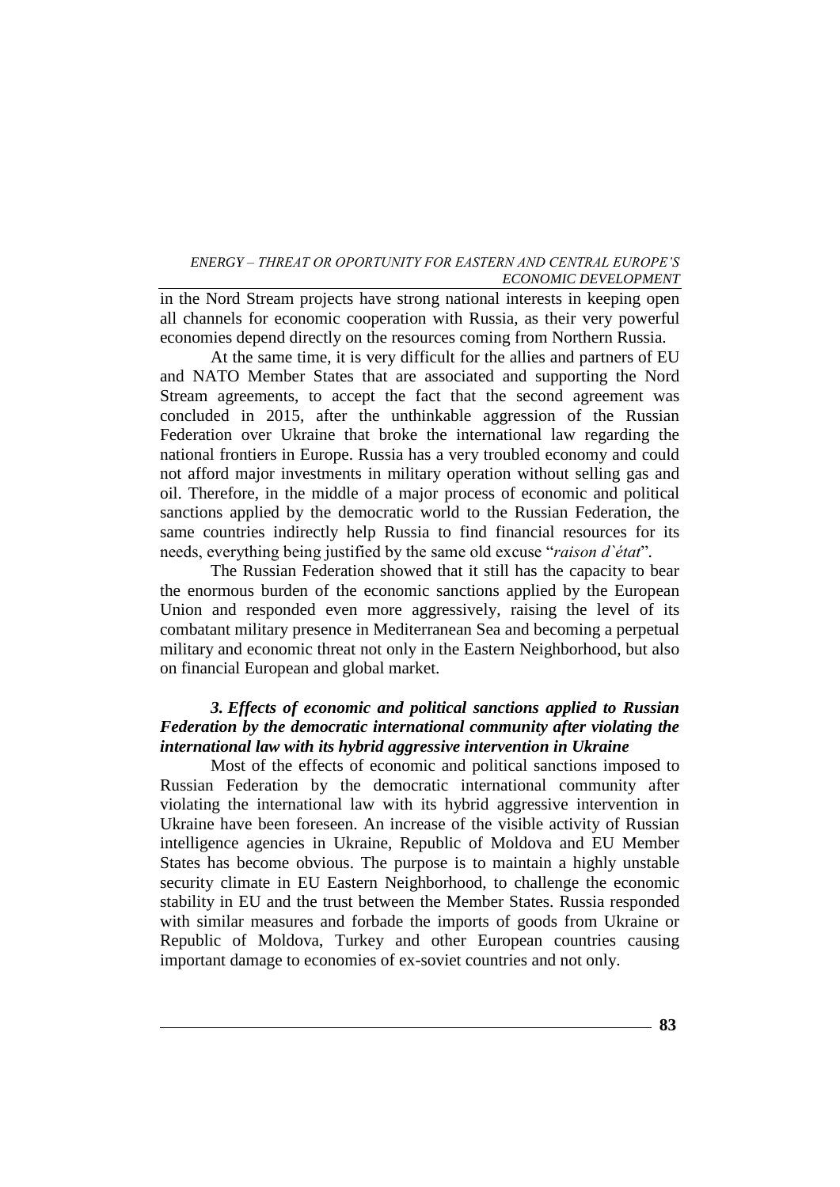in the Nord Stream projects have strong national interests in keeping open all channels for economic cooperation with Russia, as their very powerful economies depend directly on the resources coming from Northern Russia.

At the same time, it is very difficult for the allies and partners of EU and NATO Member States that are associated and supporting the Nord Stream agreements, to accept the fact that the second agreement was concluded in 2015, after the unthinkable aggression of the Russian Federation over Ukraine that broke the international law regarding the national frontiers in Europe. Russia has a very troubled economy and could not afford major investments in military operation without selling gas and oil. Therefore, in the middle of a major process of economic and political sanctions applied by the democratic world to the Russian Federation, the same countries indirectly help Russia to find financial resources for its needs, everything being justified by the same old excuse "*raison d`état*".

The Russian Federation showed that it still has the capacity to bear the enormous burden of the economic sanctions applied by the European Union and responded even more aggressively, raising the level of its combatant military presence in Mediterranean Sea and becoming a perpetual military and economic threat not only in the Eastern Neighborhood, but also on financial European and global market.

### *3. Effects of economic and political sanctions applied to Russian Federation by the democratic international community after violating the international law with its hybrid aggressive intervention in Ukraine*

Most of the effects of economic and political sanctions imposed to Russian Federation by the democratic international community after violating the international law with its hybrid aggressive intervention in Ukraine have been foreseen. An increase of the visible activity of Russian intelligence agencies in Ukraine, Republic of Moldova and EU Member States has become obvious. The purpose is to maintain a highly unstable security climate in EU Eastern Neighborhood, to challenge the economic stability in EU and the trust between the Member States. Russia responded with similar measures and forbade the imports of goods from Ukraine or Republic of Moldova, Turkey and other European countries causing important damage to economies of ex-soviet countries and not only.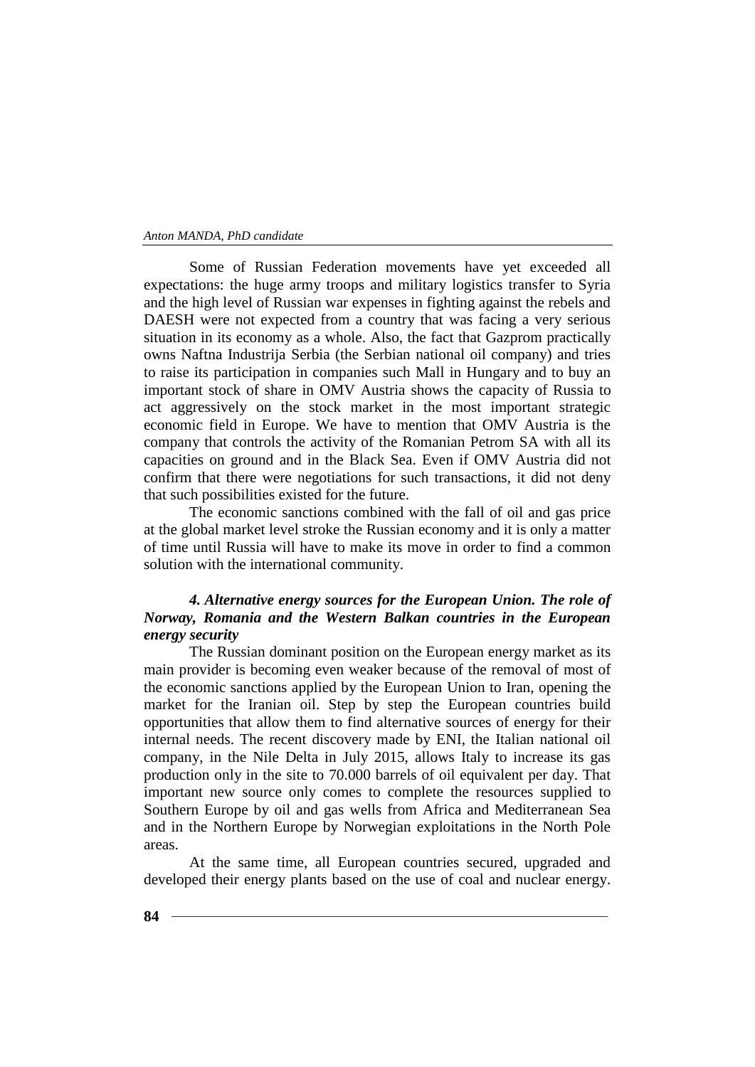Some of Russian Federation movements have yet exceeded all expectations: the huge army troops and military logistics transfer to Syria and the high level of Russian war expenses in fighting against the rebels and DAESH were not expected from a country that was facing a very serious situation in its economy as a whole. Also, the fact that Gazprom practically owns Naftna Industrija Serbia (the Serbian national oil company) and tries to raise its participation in companies such Mall in Hungary and to buy an important stock of share in OMV Austria shows the capacity of Russia to act aggressively on the stock market in the most important strategic economic field in Europe. We have to mention that OMV Austria is the company that controls the activity of the Romanian Petrom SA with all its capacities on ground and in the Black Sea. Even if OMV Austria did not confirm that there were negotiations for such transactions, it did not deny that such possibilities existed for the future.

The economic sanctions combined with the fall of oil and gas price at the global market level stroke the Russian economy and it is only a matter of time until Russia will have to make its move in order to find a common solution with the international community.

### *4. Alternative energy sources for the European Union. The role of Norway, Romania and the Western Balkan countries in the European energy security*

The Russian dominant position on the European energy market as its main provider is becoming even weaker because of the removal of most of the economic sanctions applied by the European Union to Iran, opening the market for the Iranian oil. Step by step the European countries build opportunities that allow them to find alternative sources of energy for their internal needs. The recent discovery made by ENI, the Italian national oil company, in the Nile Delta in July 2015, allows Italy to increase its gas production only in the site to 70.000 barrels of oil equivalent per day. That important new source only comes to complete the resources supplied to Southern Europe by oil and gas wells from Africa and Mediterranean Sea and in the Northern Europe by Norwegian exploitations in the North Pole areas.

At the same time, all European countries secured, upgraded and developed their energy plants based on the use of coal and nuclear energy.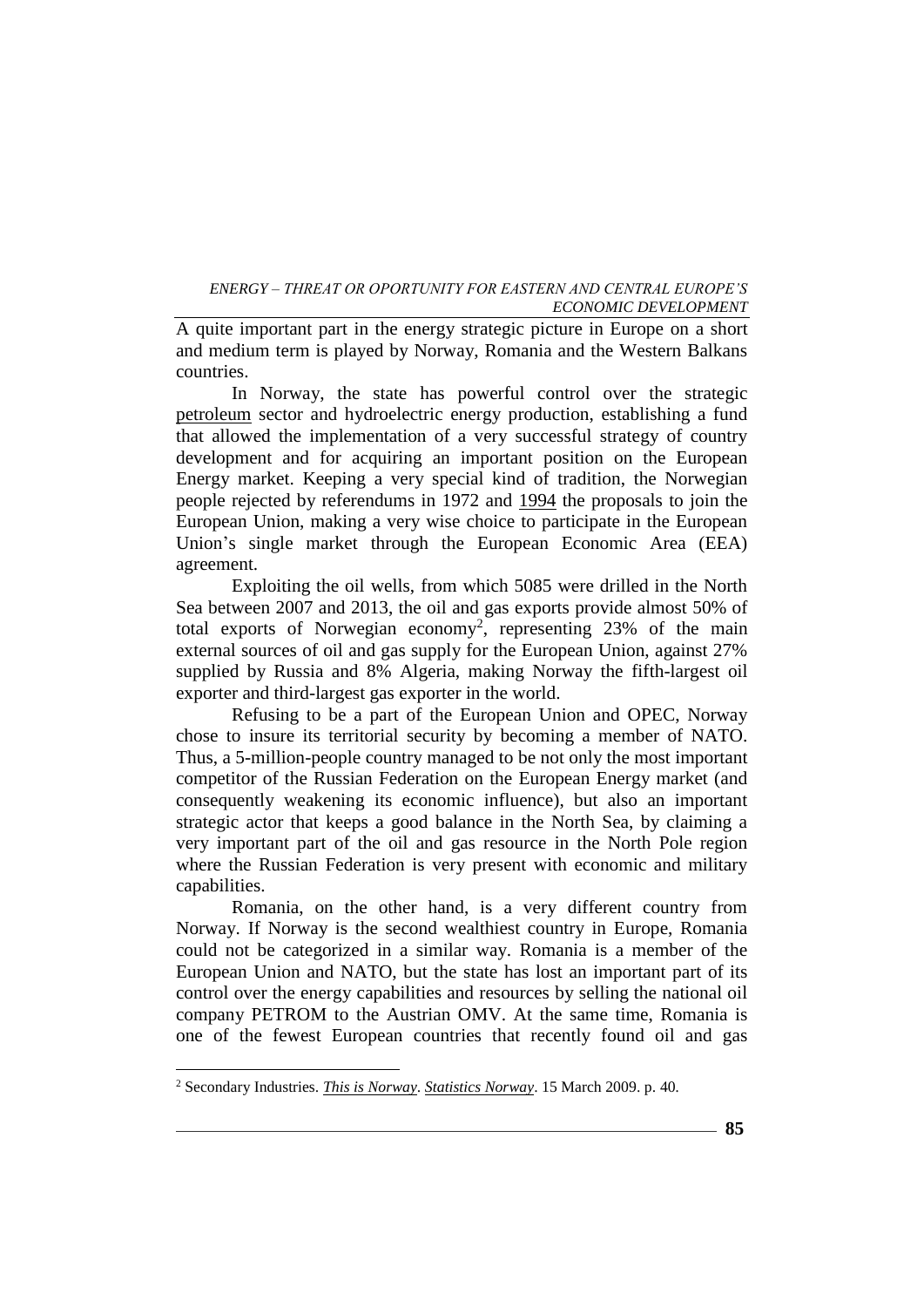A quite important part in the energy strategic picture in Europe on a short and medium term is played by Norway, Romania and the Western Balkans countries.

In Norway, the state has powerful control over the strategic petroleum sector and hydroelectric energy production, establishing a fund that allowed the implementation of a very successful strategy of country development and for acquiring an important position on the European Energy market. Keeping a very special kind of tradition, the Norwegian people rejected by referendums in 1972 and 1994 the proposals to join the European Union, making a very wise choice to participate in the European Union's single market through the European Economic Area (EEA) agreement.

Exploiting the oil wells, from which 5085 were drilled in the North Sea between 2007 and 2013, the oil and gas exports provide almost 50% of total exports of Norwegian economy[2], representing 23% of the main external sources of oil and gas supply for the European Union, against 27% supplied by Russia and 8% Algeria, making Norway the fifth-largest oil exporter and third-largest gas exporter in the world.

Refusing to be a part of the European Union and OPEC, Norway chose to insure its territorial security by becoming a member of NATO. Thus, a 5-million-people country managed to be not only the most important competitor of the Russian Federation on the European Energy market (and consequently weakening its economic influence), but also an important strategic actor that keeps a good balance in the North Sea, by claiming a very important part of the oil and gas resource in the North Pole region where the Russian Federation is very present with economic and military capabilities.

Romania, on the other hand, is a very different country from Norway. If Norway is the second wealthiest country in Europe, Romania could not be categorized in a similar way. Romania is a member of the European Union and NATO, but the state has lost an important part of its control over the energy capabilities and resources by selling the national oil company PETROM to the Austrian OMV. At the same time, Romania is one of the fewest European countries that recently found oil and gas

---

[2] Secondary Industries. *This is Norway*. *Statistics Norway*. 15 March 2009. p. 40.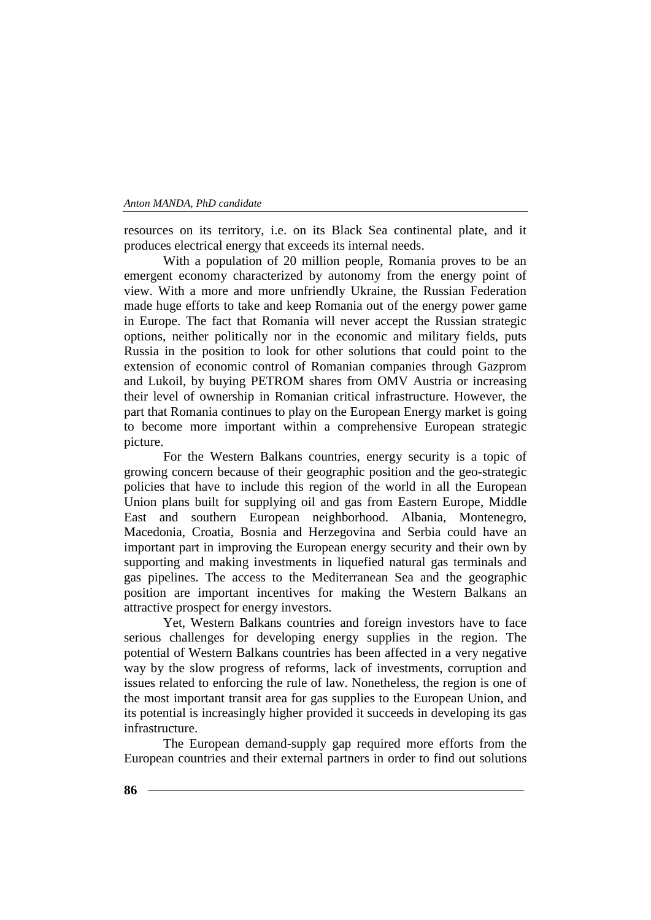resources on its territory, i.e. on its Black Sea continental plate, and it produces electrical energy that exceeds its internal needs.

With a population of 20 million people, Romania proves to be an emergent economy characterized by autonomy from the energy point of view. With a more and more unfriendly Ukraine, the Russian Federation made huge efforts to take and keep Romania out of the energy power game in Europe. The fact that Romania will never accept the Russian strategic options, neither politically nor in the economic and military fields, puts Russia in the position to look for other solutions that could point to the extension of economic control of Romanian companies through Gazprom and Lukoil, by buying PETROM shares from OMV Austria or increasing their level of ownership in Romanian critical infrastructure. However, the part that Romania continues to play on the European Energy market is going to become more important within a comprehensive European strategic picture.

For the Western Balkans countries, energy security is a topic of growing concern because of their geographic position and the geo-strategic policies that have to include this region of the world in all the European Union plans built for supplying oil and gas from Eastern Europe, Middle East and southern European neighborhood. Albania, Montenegro, Macedonia, Croatia, Bosnia and Herzegovina and Serbia could have an important part in improving the European energy security and their own by supporting and making investments in liquefied natural gas terminals and gas pipelines. The access to the Mediterranean Sea and the geographic position are important incentives for making the Western Balkans an attractive prospect for energy investors.

Yet, Western Balkans countries and foreign investors have to face serious challenges for developing energy supplies in the region. The potential of Western Balkans countries has been affected in a very negative way by the slow progress of reforms, lack of investments, corruption and issues related to enforcing the rule of law. Nonetheless, the region is one of the most important transit area for gas supplies to the European Union, and its potential is increasingly higher provided it succeeds in developing its gas infrastructure.

The European demand-supply gap required more efforts from the European countries and their external partners in order to find out solutions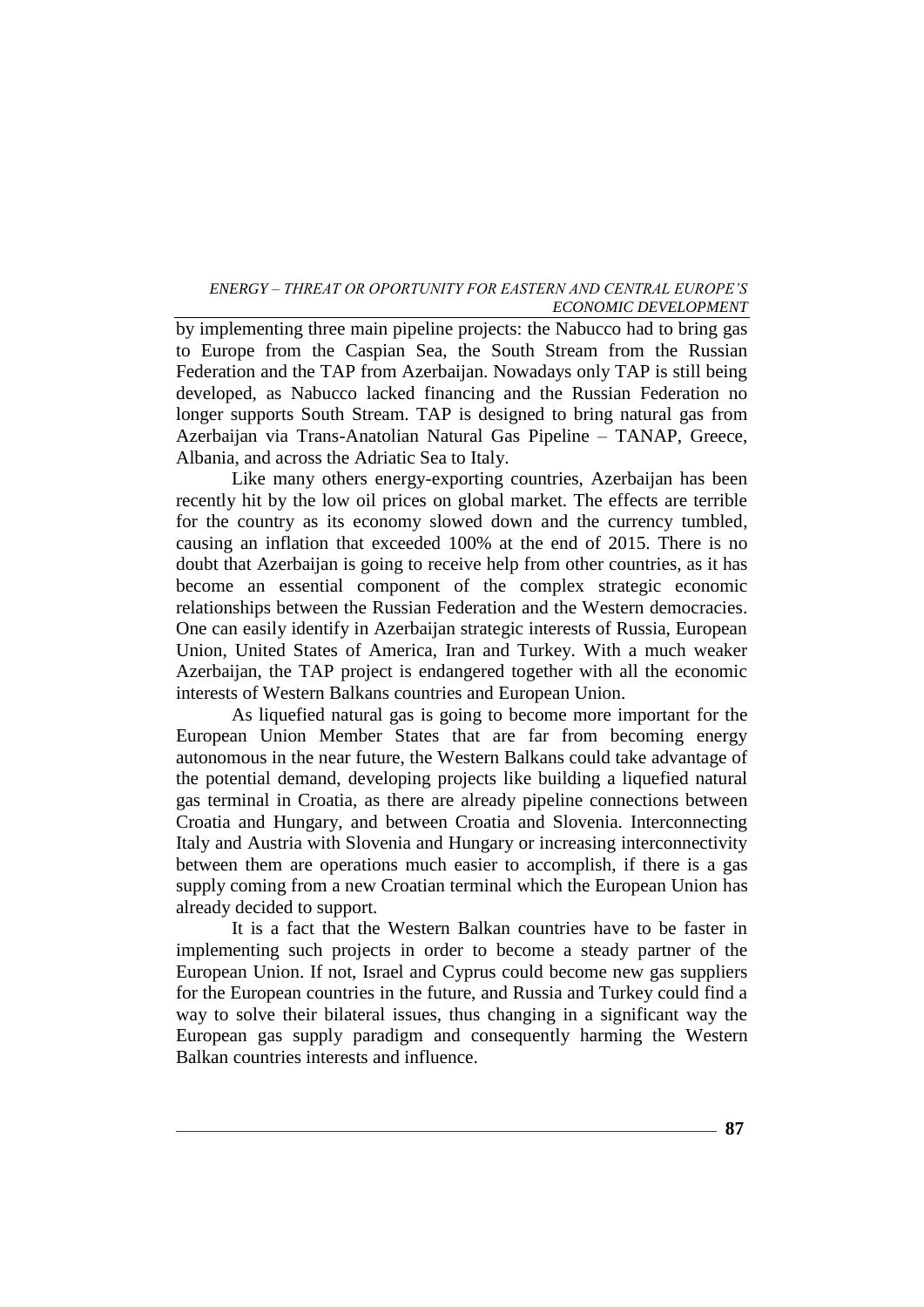by implementing three main pipeline projects: the Nabucco had to bring gas to Europe from the Caspian Sea, the South Stream from the Russian Federation and the TAP from Azerbaijan. Nowadays only TAP is still being developed, as Nabucco lacked financing and the Russian Federation no longer supports South Stream. TAP is designed to bring natural gas from Azerbaijan via Trans-Anatolian Natural Gas Pipeline – TANAP, Greece, Albania, and across the Adriatic Sea to Italy.

Like many others energy-exporting countries, Azerbaijan has been recently hit by the low oil prices on global market. The effects are terrible for the country as its economy slowed down and the currency tumbled, causing an inflation that exceeded 100% at the end of 2015. There is no doubt that Azerbaijan is going to receive help from other countries, as it has become an essential component of the complex strategic economic relationships between the Russian Federation and the Western democracies. One can easily identify in Azerbaijan strategic interests of Russia, European Union, United States of America, Iran and Turkey. With a much weaker Azerbaijan, the TAP project is endangered together with all the economic interests of Western Balkans countries and European Union.

As liquefied natural gas is going to become more important for the European Union Member States that are far from becoming energy autonomous in the near future, the Western Balkans could take advantage of the potential demand, developing projects like building a liquefied natural gas terminal in Croatia, as there are already pipeline connections between Croatia and Hungary, and between Croatia and Slovenia. Interconnecting Italy and Austria with Slovenia and Hungary or increasing interconnectivity between them are operations much easier to accomplish, if there is a gas supply coming from a new Croatian terminal which the European Union has already decided to support.

It is a fact that the Western Balkan countries have to be faster in implementing such projects in order to become a steady partner of the European Union. If not, Israel and Cyprus could become new gas suppliers for the European countries in the future, and Russia and Turkey could find a way to solve their bilateral issues, thus changing in a significant way the European gas supply paradigm and consequently harming the Western Balkan countries interests and influence.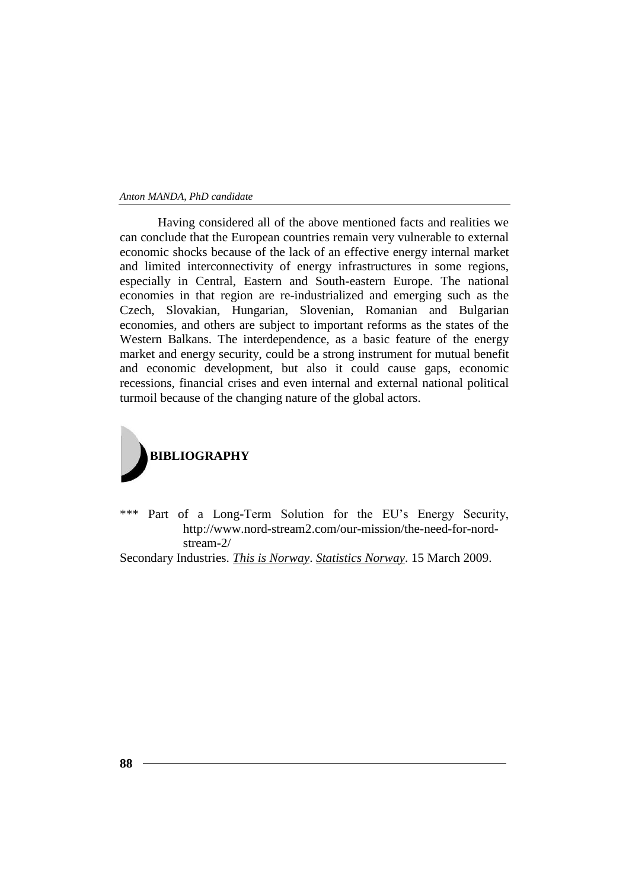Having considered all of the above mentioned facts and realities we can conclude that the European countries remain very vulnerable to external economic shocks because of the lack of an effective energy internal market and limited interconnectivity of energy infrastructures in some regions, especially in Central, Eastern and South-eastern Europe. The national economies in that region are re-industrialized and emerging such as the Czech, Slovakian, Hungarian, Slovenian, Romanian and Bulgarian economies, and others are subject to important reforms as the states of the Western Balkans. The interdependence, as a basic feature of the energy market and energy security, could be a strong instrument for mutual benefit and economic development, but also it could cause gaps, economic recessions, financial crises and even internal and external national political turmoil because of the changing nature of the global actors.

## BIBLIOGRAPHY

*** Part of a Long-Term Solution for the EU's Energy Security, http://www.nord-stream2.com/our-mission/the-need-for-nord-stream-2/

Secondary Industries. *This is Norway*. *Statistics Norway*. 15 March 2009.